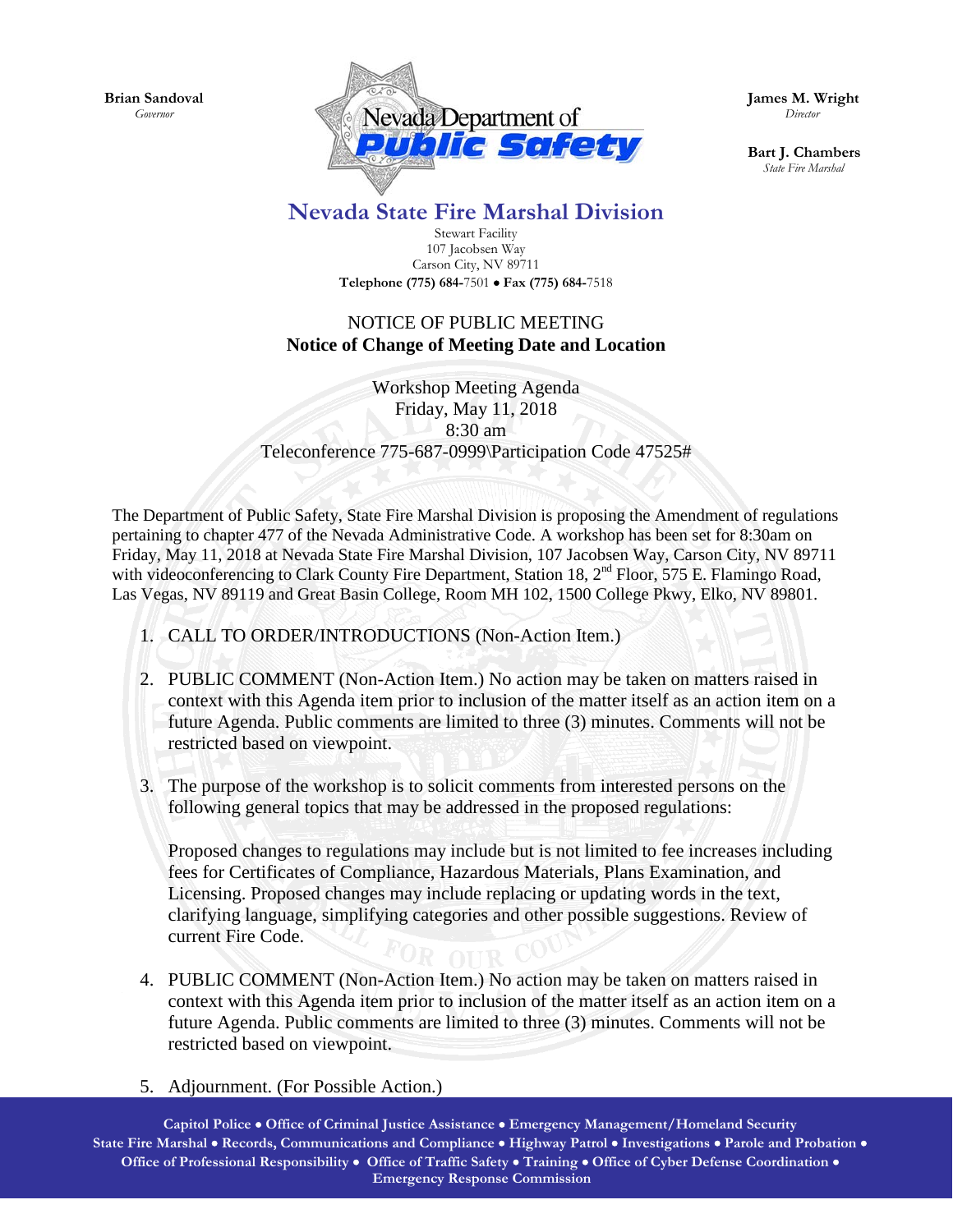**Brian Sandoval**
*Governor*

**James M. Wright**
*Director*

**Bart J. Chambers**
*State Fire Marshal*

# Nevada State Fire Marshal Division

Stewart Facility
107 Jacobsen Way
Carson City, NV 89711
**Telephone (775) 684-**7501 • **Fax (775) 684-**7518

NOTICE OF PUBLIC MEETING
**Notice of Change of Meeting Date and Location**

Workshop Meeting Agenda
Friday, May 11, 2018
8:30 am
Teleconference 775-687-0999\Participation Code 47525#

The Department of Public Safety, State Fire Marshal Division is proposing the Amendment of regulations pertaining to chapter 477 of the Nevada Administrative Code. A workshop has been set for 8:30am on Friday, May 11, 2018 at Nevada State Fire Marshal Division, 107 Jacobsen Way, Carson City, NV 89711 with videoconferencing to Clark County Fire Department, Station 18, 2nd Floor, 575 E. Flamingo Road, Las Vegas, NV 89119 and Great Basin College, Room MH 102, 1500 College Pkwy, Elko, NV 89801.

1. CALL TO ORDER/INTRODUCTIONS (Non-Action Item.)

2. PUBLIC COMMENT (Non-Action Item.) No action may be taken on matters raised in context with this Agenda item prior to inclusion of the matter itself as an action item on a future Agenda. Public comments are limited to three (3) minutes. Comments will not be restricted based on viewpoint.

3. The purpose of the workshop is to solicit comments from interested persons on the following general topics that may be addressed in the proposed regulations:

   Proposed changes to regulations may include but is not limited to fee increases including fees for Certificates of Compliance, Hazardous Materials, Plans Examination, and Licensing. Proposed changes may include replacing or updating words in the text, clarifying language, simplifying categories and other possible suggestions. Review of current Fire Code.

4. PUBLIC COMMENT (Non-Action Item.) No action may be taken on matters raised in context with this Agenda item prior to inclusion of the matter itself as an action item on a future Agenda. Public comments are limited to three (3) minutes. Comments will not be restricted based on viewpoint.

5. Adjournment. (For Possible Action.)

**Capitol Police • Office of Criminal Justice Assistance • Emergency Management/Homeland Security**
**State Fire Marshal • Records, Communications and Compliance • Highway Patrol • Investigations • Parole and Probation •**
**Office of Professional Responsibility • Office of Traffic Safety • Training • Office of Cyber Defense Coordination •**
**Emergency Response Commission**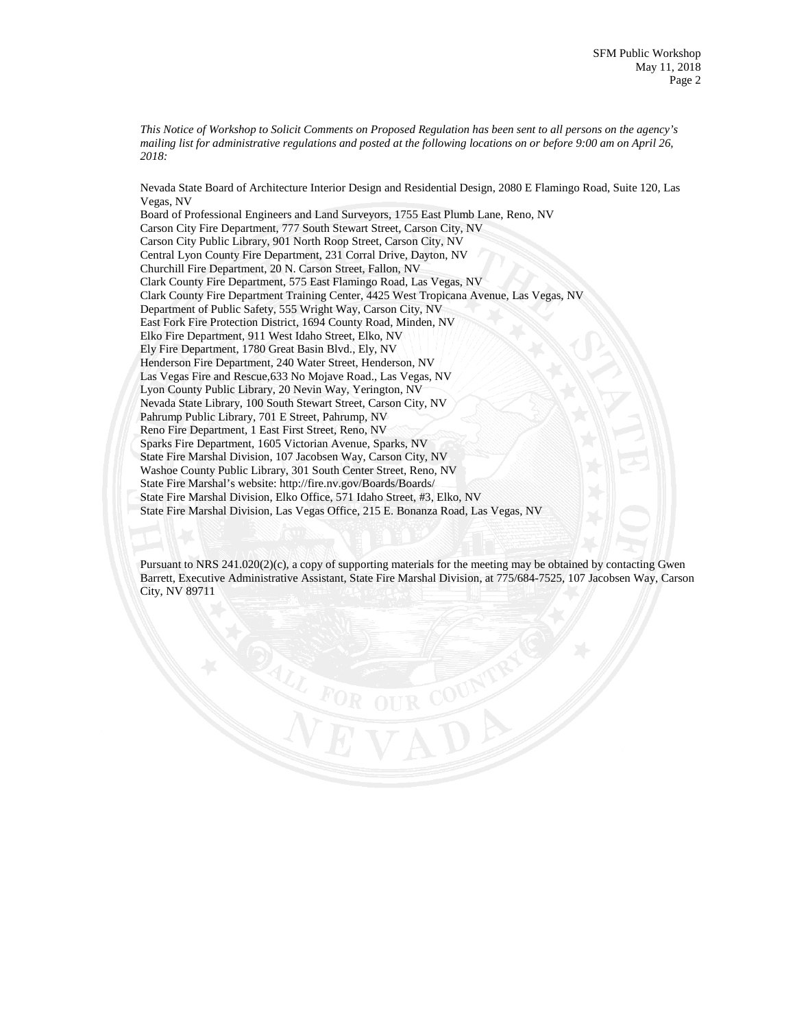*This Notice of Workshop to Solicit Comments on Proposed Regulation has been sent to all persons on the agency's mailing list for administrative regulations and posted at the following locations on or before 9:00 am on April 26, 2018:*

Nevada State Board of Architecture Interior Design and Residential Design, 2080 E Flamingo Road, Suite 120, Las Vegas, NV
Board of Professional Engineers and Land Surveyors, 1755 East Plumb Lane, Reno, NV
Carson City Fire Department, 777 South Stewart Street, Carson City, NV
Carson City Public Library, 901 North Roop Street, Carson City, NV
Central Lyon County Fire Department, 231 Corral Drive, Dayton, NV
Churchill Fire Department, 20 N. Carson Street, Fallon, NV
Clark County Fire Department, 575 East Flamingo Road, Las Vegas, NV
Clark County Fire Department Training Center, 4425 West Tropicana Avenue, Las Vegas, NV
Department of Public Safety, 555 Wright Way, Carson City, NV
East Fork Fire Protection District, 1694 County Road, Minden, NV
Elko Fire Department, 911 West Idaho Street, Elko, NV
Ely Fire Department, 1780 Great Basin Blvd., Ely, NV
Henderson Fire Department, 240 Water Street, Henderson, NV
Las Vegas Fire and Rescue,633 No Mojave Road., Las Vegas, NV
Lyon County Public Library, 20 Nevin Way, Yerington, NV
Nevada State Library, 100 South Stewart Street, Carson City, NV
Pahrump Public Library, 701 E Street, Pahrump, NV
Reno Fire Department, 1 East First Street, Reno, NV
Sparks Fire Department, 1605 Victorian Avenue, Sparks, NV
State Fire Marshal Division, 107 Jacobsen Way, Carson City, NV
Washoe County Public Library, 301 South Center Street, Reno, NV
State Fire Marshal's website: http://fire.nv.gov/Boards/Boards/
State Fire Marshal Division, Elko Office, 571 Idaho Street, #3, Elko, NV
State Fire Marshal Division, Las Vegas Office, 215 E. Bonanza Road, Las Vegas, NV

Pursuant to NRS 241.020(2)(c), a copy of supporting materials for the meeting may be obtained by contacting Gwen Barrett, Executive Administrative Assistant, State Fire Marshal Division, at 775/684-7525, 107 Jacobsen Way, Carson City, NV 89711